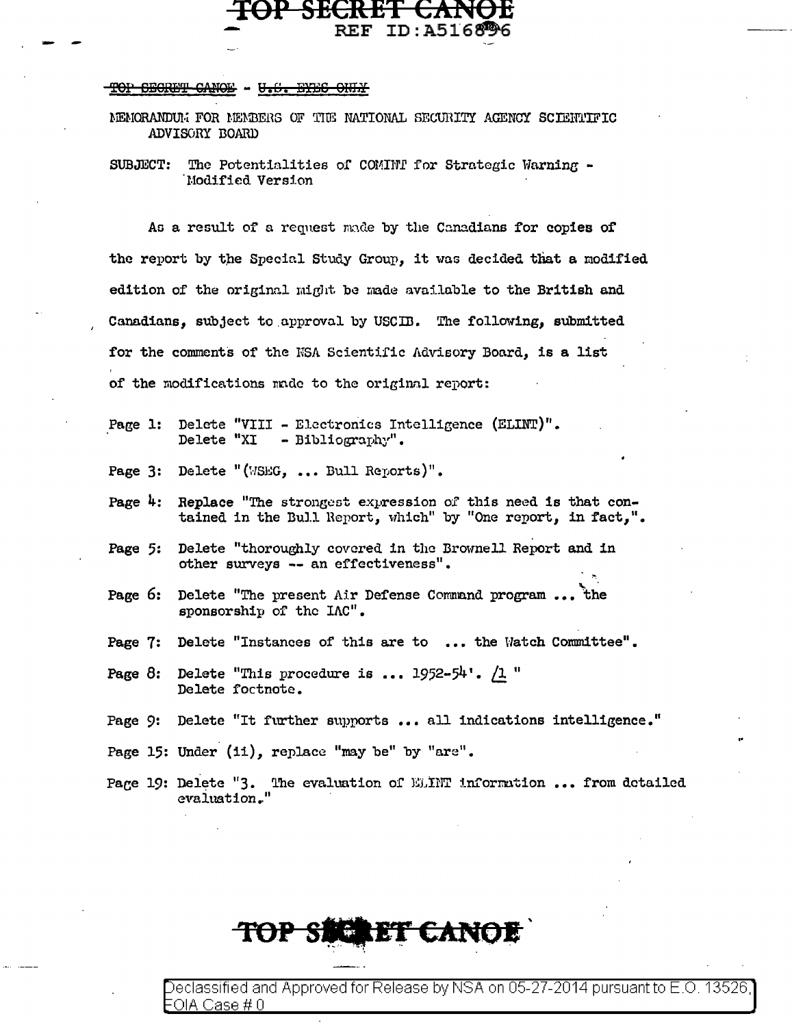~~TOP SECRET CANOE~~ - ~~U.S. EYES ONLY~~

MEMORANDUM FOR MEMBERS OF THE NATIONAL SECURITY AGENCY SCIENTIFIC ADVISORY BOARD

SUBJECT: The Potentialities of COMINT for Strategic Warning - Modified Version

As a result of a request made by the Canadians for copies of the report by the Special Study Group, it was decided that a modified edition of the original might be made available to the British and Canadians, subject to approval by USCIB. The following, submitted for the comments of the NSA Scientific Advisory Board, is a list of the modifications made to the original report:

Page 1: Delete "VIII - Electronics Intelligence (ELINT)".
Delete "XI - Bibliography".

Page 3: Delete "(WSEG, ... Bull Reports)".

Page 4: Replace "The strongest expression of this need is that contained in the Bull Report, which" by "One report, in fact,".

Page 5: Delete "thoroughly covered in the Brownell Report and in other surveys -- an effectiveness".

Page 6: Delete "The present Air Defense Command program ... the sponsorship of the IAC".

Page 7: Delete "Instances of this are to ... the Watch Committee".

Page 8: Delete "This procedure is ... 1952-54'. /1 "
Delete footnote.

Page 9: Delete "It further supports ... all indications intelligence."

Page 15: Under (ii), replace "may be" by "are".

Page 19: Delete "3. The evaluation of ELINT information ... from detailed evaluation."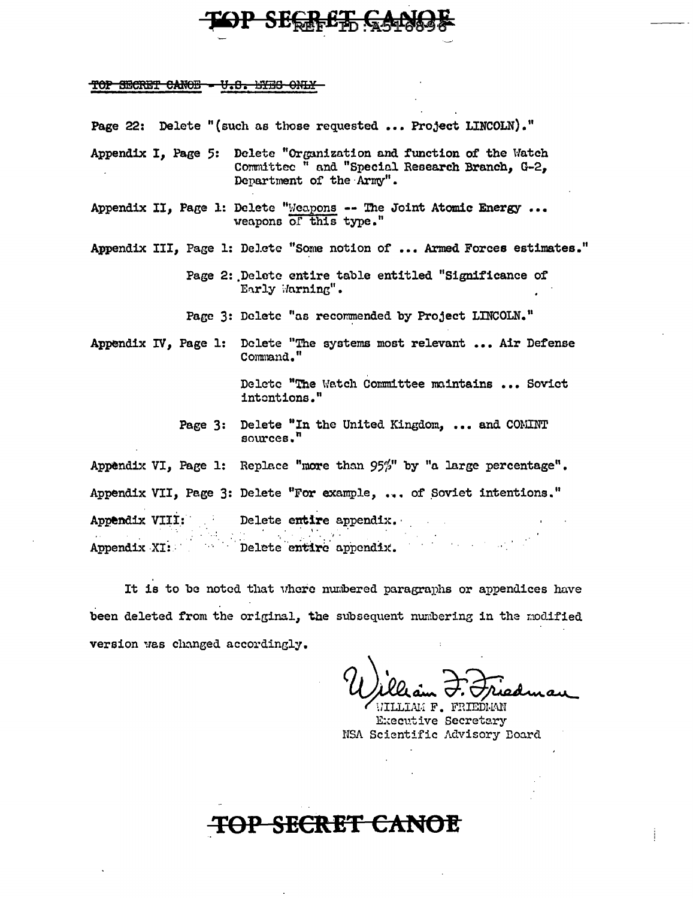~~TOP SECRET CANOE - U.S. EYES ONLY~~

Page 22: Delete "(such as those requested ... Project LINCOLN)."

Appendix I, Page 5: Delete "Organization and function of the Watch Committee " and "Special Research Branch, G-2, Department of the Army".

Appendix II, Page 1: Delete "Weapons -- The Joint Atomic Energy ... weapons of this type."

Appendix III, Page 1: Delete "Some notion of ... Armed Forces estimates."

Page 2: Delete entire table entitled "Significance of Early Warning".

Page 3: Delete "as recommended by Project LINCOLN."

Appendix IV, Page 1: Delete "The systems most relevant ... Air Defense Command."

Delete "The Watch Committee maintains ... Soviet intentions."

Page 3: Delete "In the United Kingdom, ... and COMINT sources."

Appendix VI, Page 1: Replace "more than 95%" by "a large percentage".

Appendix VII, Page 3: Delete "For example, ... of Soviet intentions."

Appendix VIII: Delete entire appendix.

Appendix XI: Delete entire appendix.

It is to be noted that where numbered paragraphs or appendices have been deleted from the original, the subsequent numbering in the modified version was changed accordingly.

William F. Friedman

WILLIAM F. FRIEDMAN
Executive Secretary
NSA Scientific Advisory Board